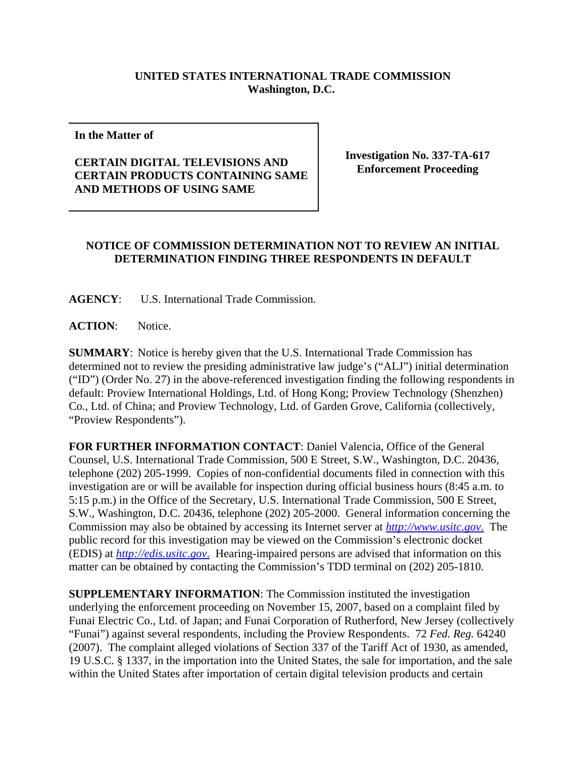**UNITED STATES INTERNATIONAL TRADE COMMISSION**
**Washington, D.C.**

| In the Matter of<br><br>**CERTAIN DIGITAL TELEVISIONS AND CERTAIN PRODUCTS CONTAINING SAME AND METHODS OF USING SAME** | **Investigation No. 337-TA-617**<br>**Enforcement Proceeding** |
|---|---|

**NOTICE OF COMMISSION DETERMINATION NOT TO REVIEW AN INITIAL DETERMINATION FINDING THREE RESPONDENTS IN DEFAULT**

**AGENCY**: U.S. International Trade Commission.

**ACTION**: Notice.

**SUMMARY**: Notice is hereby given that the U.S. International Trade Commission has determined not to review the presiding administrative law judge's ("ALJ") initial determination ("ID") (Order No. 27) in the above-referenced investigation finding the following respondents in default: Proview International Holdings, Ltd. of Hong Kong; Proview Technology (Shenzhen) Co., Ltd. of China; and Proview Technology, Ltd. of Garden Grove, California (collectively, "Proview Respondents").

**FOR FURTHER INFORMATION CONTACT**: Daniel Valencia, Office of the General Counsel, U.S. International Trade Commission, 500 E Street, S.W., Washington, D.C. 20436, telephone (202) 205-1999. Copies of non-confidential documents filed in connection with this investigation are or will be available for inspection during official business hours (8:45 a.m. to 5:15 p.m.) in the Office of the Secretary, U.S. International Trade Commission, 500 E Street, S.W., Washington, D.C. 20436, telephone (202) 205-2000. General information concerning the Commission may also be obtained by accessing its Internet server at *http://www.usitc.gov*. The public record for this investigation may be viewed on the Commission's electronic docket (EDIS) at *http://edis.usitc.gov*. Hearing-impaired persons are advised that information on this matter can be obtained by contacting the Commission's TDD terminal on (202) 205-1810.

**SUPPLEMENTARY INFORMATION**: The Commission instituted the investigation underlying the enforcement proceeding on November 15, 2007, based on a complaint filed by Funai Electric Co., Ltd. of Japan; and Funai Corporation of Rutherford, New Jersey (collectively "Funai") against several respondents, including the Proview Respondents. 72 *Fed. Reg.* 64240 (2007). The complaint alleged violations of Section 337 of the Tariff Act of 1930, as amended, 19 U.S.C. § 1337, in the importation into the United States, the sale for importation, and the sale within the United States after importation of certain digital television products and certain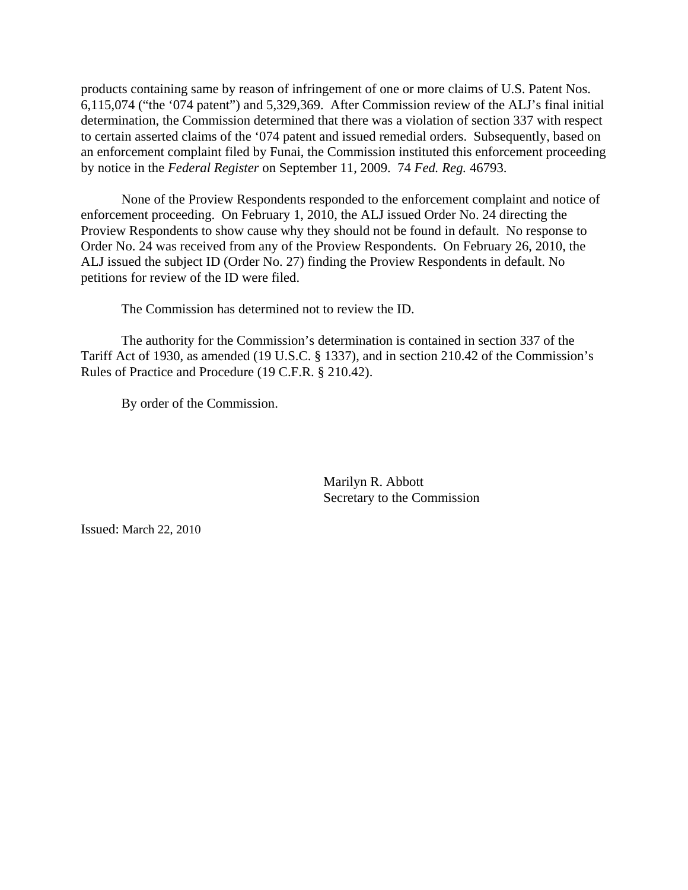products containing same by reason of infringement of one or more claims of U.S. Patent Nos. 6,115,074 ("the '074 patent") and 5,329,369. After Commission review of the ALJ's final initial determination, the Commission determined that there was a violation of section 337 with respect to certain asserted claims of the '074 patent and issued remedial orders. Subsequently, based on an enforcement complaint filed by Funai, the Commission instituted this enforcement proceeding by notice in the *Federal Register* on September 11, 2009. 74 *Fed. Reg.* 46793.

None of the Proview Respondents responded to the enforcement complaint and notice of enforcement proceeding. On February 1, 2010, the ALJ issued Order No. 24 directing the Proview Respondents to show cause why they should not be found in default. No response to Order No. 24 was received from any of the Proview Respondents. On February 26, 2010, the ALJ issued the subject ID (Order No. 27) finding the Proview Respondents in default. No petitions for review of the ID were filed.

The Commission has determined not to review the ID.

The authority for the Commission's determination is contained in section 337 of the Tariff Act of 1930, as amended (19 U.S.C. § 1337), and in section 210.42 of the Commission's Rules of Practice and Procedure (19 C.F.R. § 210.42).

By order of the Commission.

Marilyn R. Abbott
Secretary to the Commission

Issued: March 22, 2010